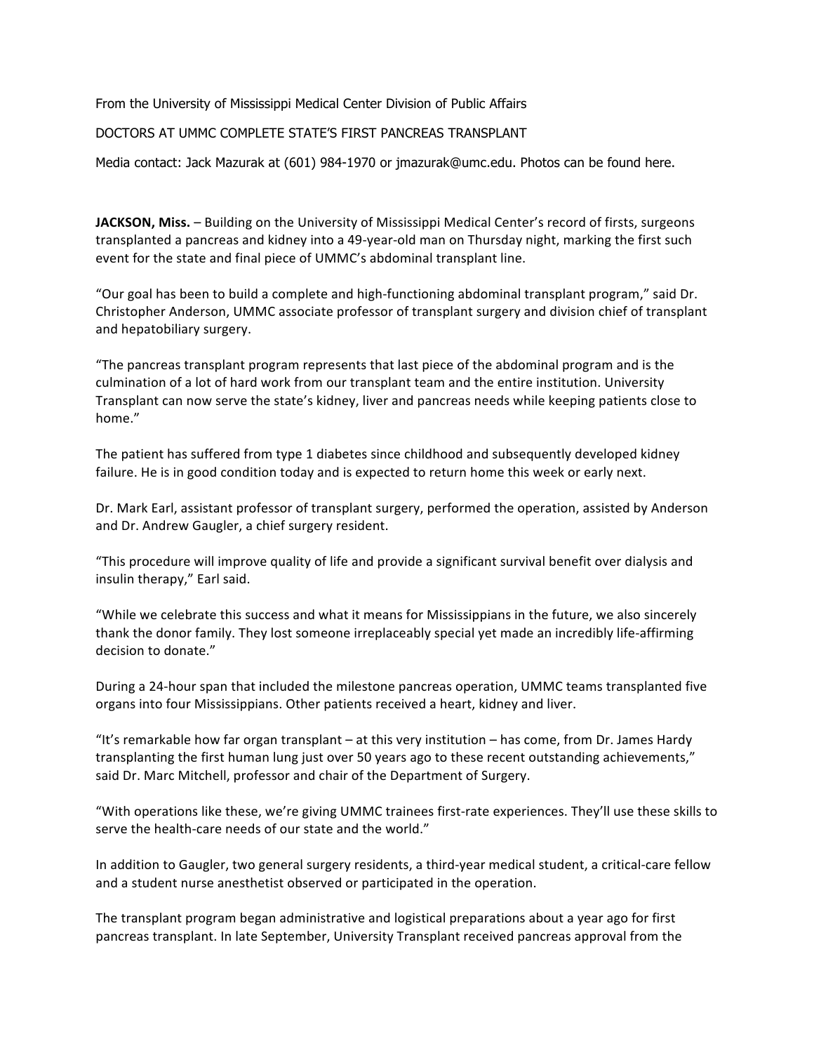From the University of Mississippi Medical Center Division of Public Affairs

# DOCTORS AT UMMC COMPLETE STATE'S FIRST PANCREAS TRANSPLANT

Media contact: Jack Mazurak at (601) 984-1970 or jmazurak@umc.edu. Photos can be found here.

**JACKSON, Miss.** – Building on the University of Mississippi Medical Center's record of firsts, surgeons transplanted a pancreas and kidney into a 49-year-old man on Thursday night, marking the first such event for the state and final piece of UMMC's abdominal transplant line.

"Our goal has been to build a complete and high-functioning abdominal transplant program," said Dr. Christopher Anderson, UMMC associate professor of transplant surgery and division chief of transplant and hepatobiliary surgery.

"The pancreas transplant program represents that last piece of the abdominal program and is the culmination of a lot of hard work from our transplant team and the entire institution. University Transplant can now serve the state's kidney, liver and pancreas needs while keeping patients close to home."

The patient has suffered from type 1 diabetes since childhood and subsequently developed kidney failure. He is in good condition today and is expected to return home this week or early next.

Dr. Mark Earl, assistant professor of transplant surgery, performed the operation, assisted by Anderson and Dr. Andrew Gaugler, a chief surgery resident.

"This procedure will improve quality of life and provide a significant survival benefit over dialysis and insulin therapy," Earl said.

"While we celebrate this success and what it means for Mississippians in the future, we also sincerely thank the donor family. They lost someone irreplaceably special yet made an incredibly life-affirming decision to donate."

During a 24-hour span that included the milestone pancreas operation, UMMC teams transplanted five organs into four Mississippians. Other patients received a heart, kidney and liver.

"It's remarkable how far organ transplant – at this very institution – has come, from Dr. James Hardy transplanting the first human lung just over 50 years ago to these recent outstanding achievements," said Dr. Marc Mitchell, professor and chair of the Department of Surgery.

"With operations like these, we're giving UMMC trainees first-rate experiences. They'll use these skills to serve the health-care needs of our state and the world."

In addition to Gaugler, two general surgery residents, a third-year medical student, a critical-care fellow and a student nurse anesthetist observed or participated in the operation.

The transplant program began administrative and logistical preparations about a year ago for first pancreas transplant. In late September, University Transplant received pancreas approval from the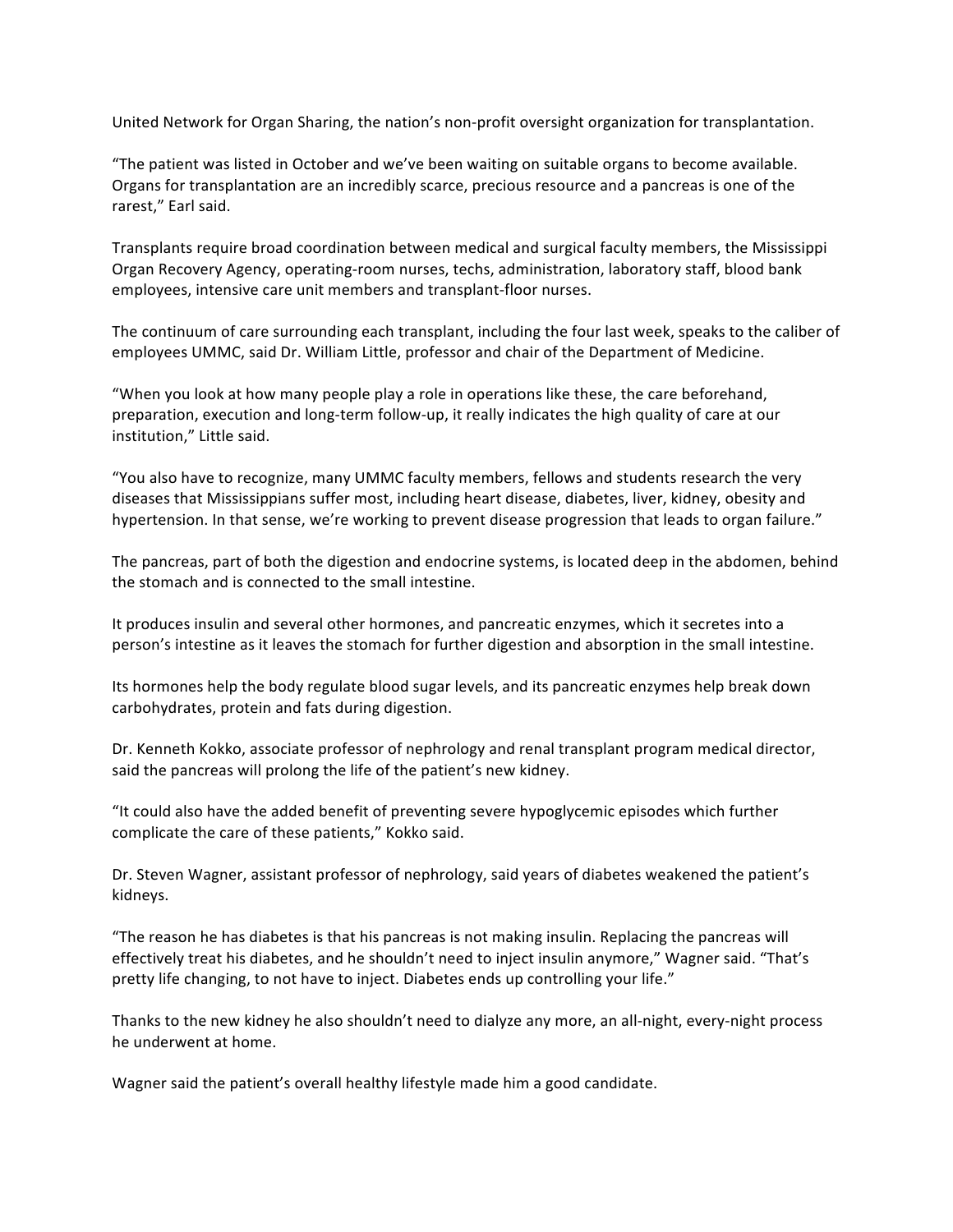United Network for Organ Sharing, the nation's non-profit oversight organization for transplantation.

"The patient was listed in October and we've been waiting on suitable organs to become available. Organs for transplantation are an incredibly scarce, precious resource and a pancreas is one of the rarest," Earl said.

Transplants require broad coordination between medical and surgical faculty members, the Mississippi Organ Recovery Agency, operating-room nurses, techs, administration, laboratory staff, blood bank employees, intensive care unit members and transplant-floor nurses.

The continuum of care surrounding each transplant, including the four last week, speaks to the caliber of employees UMMC, said Dr. William Little, professor and chair of the Department of Medicine.

"When you look at how many people play a role in operations like these, the care beforehand, preparation, execution and long-term follow-up, it really indicates the high quality of care at our institution," Little said.

"You also have to recognize, many UMMC faculty members, fellows and students research the very diseases that Mississippians suffer most, including heart disease, diabetes, liver, kidney, obesity and hypertension. In that sense, we're working to prevent disease progression that leads to organ failure."

The pancreas, part of both the digestion and endocrine systems, is located deep in the abdomen, behind the stomach and is connected to the small intestine.

It produces insulin and several other hormones, and pancreatic enzymes, which it secretes into a person's intestine as it leaves the stomach for further digestion and absorption in the small intestine.

Its hormones help the body regulate blood sugar levels, and its pancreatic enzymes help break down carbohydrates, protein and fats during digestion.

Dr. Kenneth Kokko, associate professor of nephrology and renal transplant program medical director, said the pancreas will prolong the life of the patient's new kidney.

"It could also have the added benefit of preventing severe hypoglycemic episodes which further complicate the care of these patients," Kokko said.

Dr. Steven Wagner, assistant professor of nephrology, said years of diabetes weakened the patient's kidneys.

"The reason he has diabetes is that his pancreas is not making insulin. Replacing the pancreas will effectively treat his diabetes, and he shouldn't need to inject insulin anymore," Wagner said. "That's pretty life changing, to not have to inject. Diabetes ends up controlling your life."

Thanks to the new kidney he also shouldn't need to dialyze any more, an all-night, every-night process he underwent at home.

Wagner said the patient's overall healthy lifestyle made him a good candidate.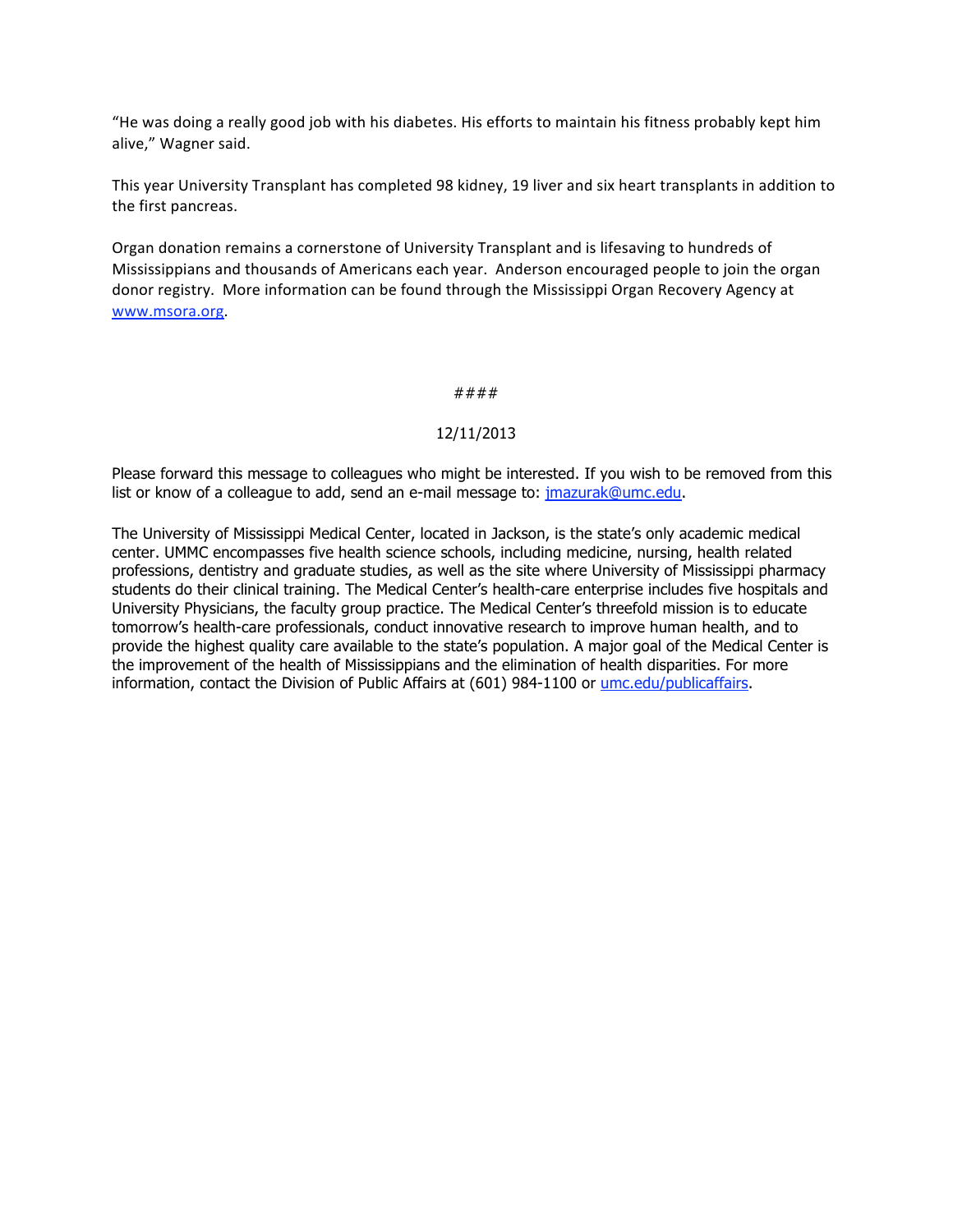"He was doing a really good job with his diabetes. His efforts to maintain his fitness probably kept him alive," Wagner said.

This year University Transplant has completed 98 kidney, 19 liver and six heart transplants in addition to the first pancreas.

Organ donation remains a cornerstone of University Transplant and is lifesaving to hundreds of Mississippians and thousands of Americans each year. Anderson encouraged people to join the organ donor registry. More information can be found through the Mississippi Organ Recovery Agency at www.msora.org.

####

12/11/2013

Please forward this message to colleagues who might be interested. If you wish to be removed from this list or know of a colleague to add, send an e-mail message to: jmazurak@umc.edu.

The University of Mississippi Medical Center, located in Jackson, is the state's only academic medical center. UMMC encompasses five health science schools, including medicine, nursing, health related professions, dentistry and graduate studies, as well as the site where University of Mississippi pharmacy students do their clinical training. The Medical Center's health-care enterprise includes five hospitals and University Physicians, the faculty group practice. The Medical Center's threefold mission is to educate tomorrow's health-care professionals, conduct innovative research to improve human health, and to provide the highest quality care available to the state's population. A major goal of the Medical Center is the improvement of the health of Mississippians and the elimination of health disparities. For more information, contact the Division of Public Affairs at (601) 984-1100 or umc.edu/publicaffairs.